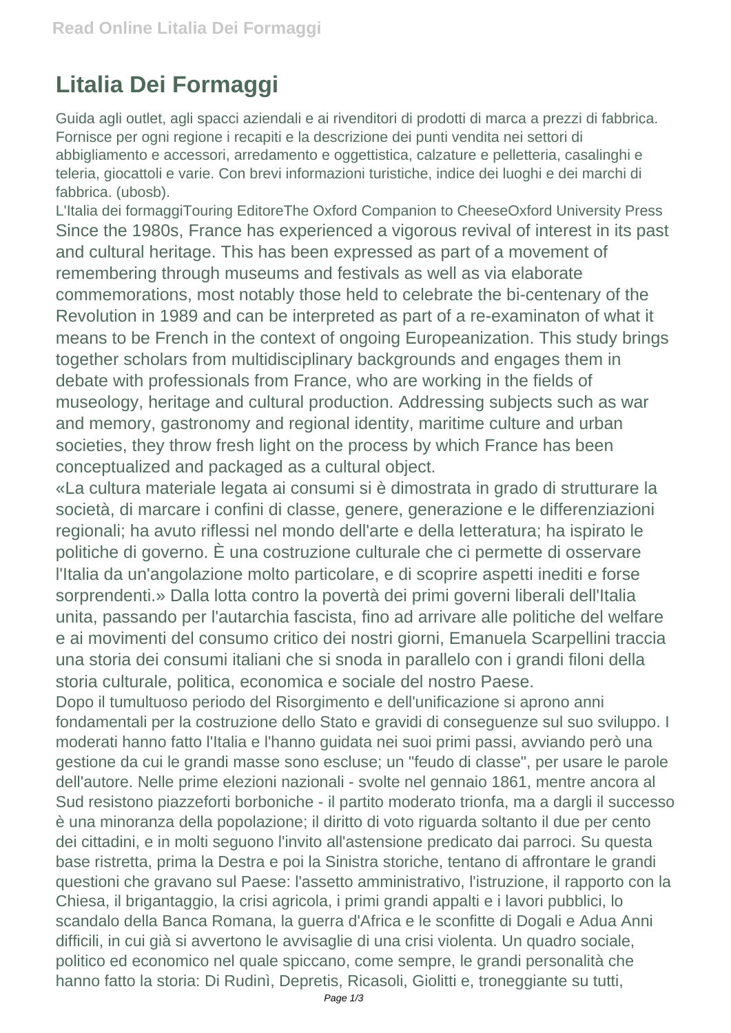# Litalia Dei Formaggi

Guida agli outlet, agli spacci aziendali e ai rivenditori di prodotti di marca a prezzi di fabbrica. Fornisce per ogni regione i recapiti e la descrizione dei punti vendita nei settori di abbigliamento e accessori, arredamento e oggettistica, calzature e pelletteria, casalinghi e teleria, giocattoli e varie. Con brevi informazioni turistiche, indice dei luoghi e dei marchi di fabbrica. (ubosb).

L'Italia dei formaggiTouring EditoreThe Oxford Companion to CheeseOxford University Press

Since the 1980s, France has experienced a vigorous revival of interest in its past and cultural heritage. This has been expressed as part of a movement of remembering through museums and festivals as well as via elaborate commemorations, most notably those held to celebrate the bi-centenary of the Revolution in 1989 and can be interpreted as part of a re-examinaton of what it means to be French in the context of ongoing Europeanization. This study brings together scholars from multidisciplinary backgrounds and engages them in debate with professionals from France, who are working in the fields of museology, heritage and cultural production. Addressing subjects such as war and memory, gastronomy and regional identity, maritime culture and urban societies, they throw fresh light on the process by which France has been conceptualized and packaged as a cultural object.

«La cultura materiale legata ai consumi si è dimostrata in grado di strutturare la società, di marcare i confini di classe, genere, generazione e le differenziazioni regionali; ha avuto riflessi nel mondo dell'arte e della letteratura; ha ispirato le politiche di governo. È una costruzione culturale che ci permette di osservare l'Italia da un'angolazione molto particolare, e di scoprire aspetti inediti e forse sorprendenti.» Dalla lotta contro la povertà dei primi governi liberali dell'Italia unita, passando per l'autarchia fascista, fino ad arrivare alle politiche del welfare e ai movimenti del consumo critico dei nostri giorni, Emanuela Scarpellini traccia una storia dei consumi italiani che si snoda in parallelo con i grandi filoni della storia culturale, politica, economica e sociale del nostro Paese.

Dopo il tumultuoso periodo del Risorgimento e dell'unificazione si aprono anni fondamentali per la costruzione dello Stato e gravidi di conseguenze sul suo sviluppo. I moderati hanno fatto l'Italia e l'hanno guidata nei suoi primi passi, avviando però una gestione da cui le grandi masse sono escluse; un "feudo di classe", per usare le parole dell'autore. Nelle prime elezioni nazionali - svolte nel gennaio 1861, mentre ancora al Sud resistono piazzeforti borboniche - il partito moderato trionfa, ma a dargli il successo è una minoranza della popolazione; il diritto di voto riguarda soltanto il due per cento dei cittadini, e in molti seguono l'invito all'astensione predicato dai parroci. Su questa base ristretta, prima la Destra e poi la Sinistra storiche, tentano di affrontare le grandi questioni che gravano sul Paese: l'assetto amministrativo, l'istruzione, il rapporto con la Chiesa, il brigantaggio, la crisi agricola, i primi grandi appalti e i lavori pubblici, lo scandalo della Banca Romana, la guerra d'Africa e le sconfitte di Dogali e Adua Anni difficili, in cui già si avvertono le avvisaglie di una crisi violenta. Un quadro sociale, politico ed economico nel quale spiccano, come sempre, le grandi personalità che hanno fatto la storia: Di Rudinì, Depretis, Ricasoli, Giolitti e, troneggiante su tutti,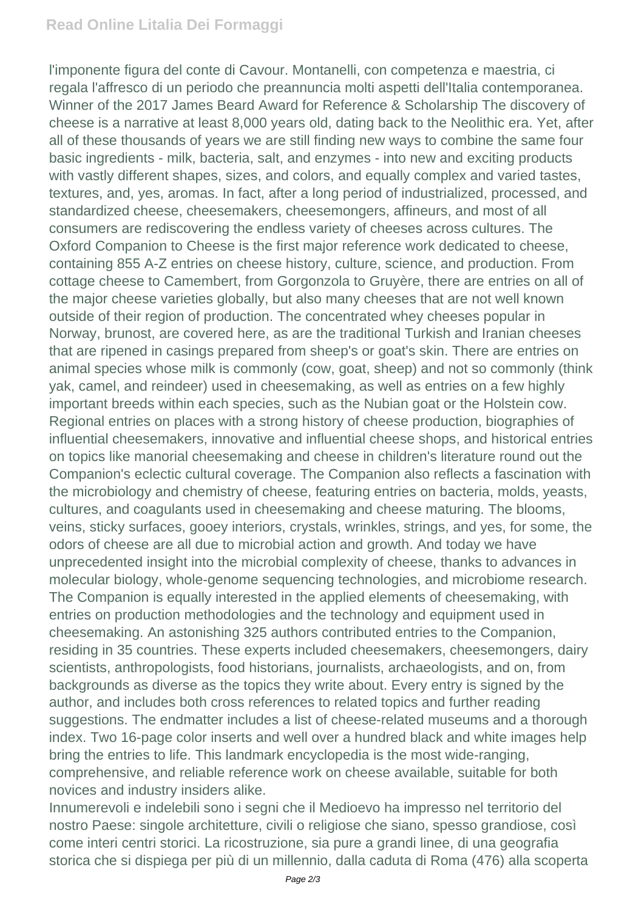l'imponente figura del conte di Cavour. Montanelli, con competenza e maestria, ci regala l'affresco di un periodo che preannuncia molti aspetti dell'Italia contemporanea. Winner of the 2017 James Beard Award for Reference & Scholarship The discovery of cheese is a narrative at least 8,000 years old, dating back to the Neolithic era. Yet, after all of these thousands of years we are still finding new ways to combine the same four basic ingredients - milk, bacteria, salt, and enzymes - into new and exciting products with vastly different shapes, sizes, and colors, and equally complex and varied tastes, textures, and, yes, aromas. In fact, after a long period of industrialized, processed, and standardized cheese, cheesemakers, cheesemongers, affineurs, and most of all consumers are rediscovering the endless variety of cheeses across cultures. The Oxford Companion to Cheese is the first major reference work dedicated to cheese, containing 855 A-Z entries on cheese history, culture, science, and production. From cottage cheese to Camembert, from Gorgonzola to Gruyère, there are entries on all of the major cheese varieties globally, but also many cheeses that are not well known outside of their region of production. The concentrated whey cheeses popular in Norway, brunost, are covered here, as are the traditional Turkish and Iranian cheeses that are ripened in casings prepared from sheep's or goat's skin. There are entries on animal species whose milk is commonly (cow, goat, sheep) and not so commonly (think yak, camel, and reindeer) used in cheesemaking, as well as entries on a few highly important breeds within each species, such as the Nubian goat or the Holstein cow. Regional entries on places with a strong history of cheese production, biographies of influential cheesemakers, innovative and influential cheese shops, and historical entries on topics like manorial cheesemaking and cheese in children's literature round out the Companion's eclectic cultural coverage. The Companion also reflects a fascination with the microbiology and chemistry of cheese, featuring entries on bacteria, molds, yeasts, cultures, and coagulants used in cheesemaking and cheese maturing. The blooms, veins, sticky surfaces, gooey interiors, crystals, wrinkles, strings, and yes, for some, the odors of cheese are all due to microbial action and growth. And today we have unprecedented insight into the microbial complexity of cheese, thanks to advances in molecular biology, whole-genome sequencing technologies, and microbiome research. The Companion is equally interested in the applied elements of cheesemaking, with entries on production methodologies and the technology and equipment used in cheesemaking. An astonishing 325 authors contributed entries to the Companion, residing in 35 countries. These experts included cheesemakers, cheesemongers, dairy scientists, anthropologists, food historians, journalists, archaeologists, and on, from backgrounds as diverse as the topics they write about. Every entry is signed by the author, and includes both cross references to related topics and further reading suggestions. The endmatter includes a list of cheese-related museums and a thorough index. Two 16-page color inserts and well over a hundred black and white images help bring the entries to life. This landmark encyclopedia is the most wide-ranging, comprehensive, and reliable reference work on cheese available, suitable for both novices and industry insiders alike.

Innumerevoli e indelebili sono i segni che il Medioevo ha impresso nel territorio del nostro Paese: singole architetture, civili o religiose che siano, spesso grandiose, così come interi centri storici. La ricostruzione, sia pure a grandi linee, di una geografia storica che si dispiega per più di un millennio, dalla caduta di Roma (476) alla scoperta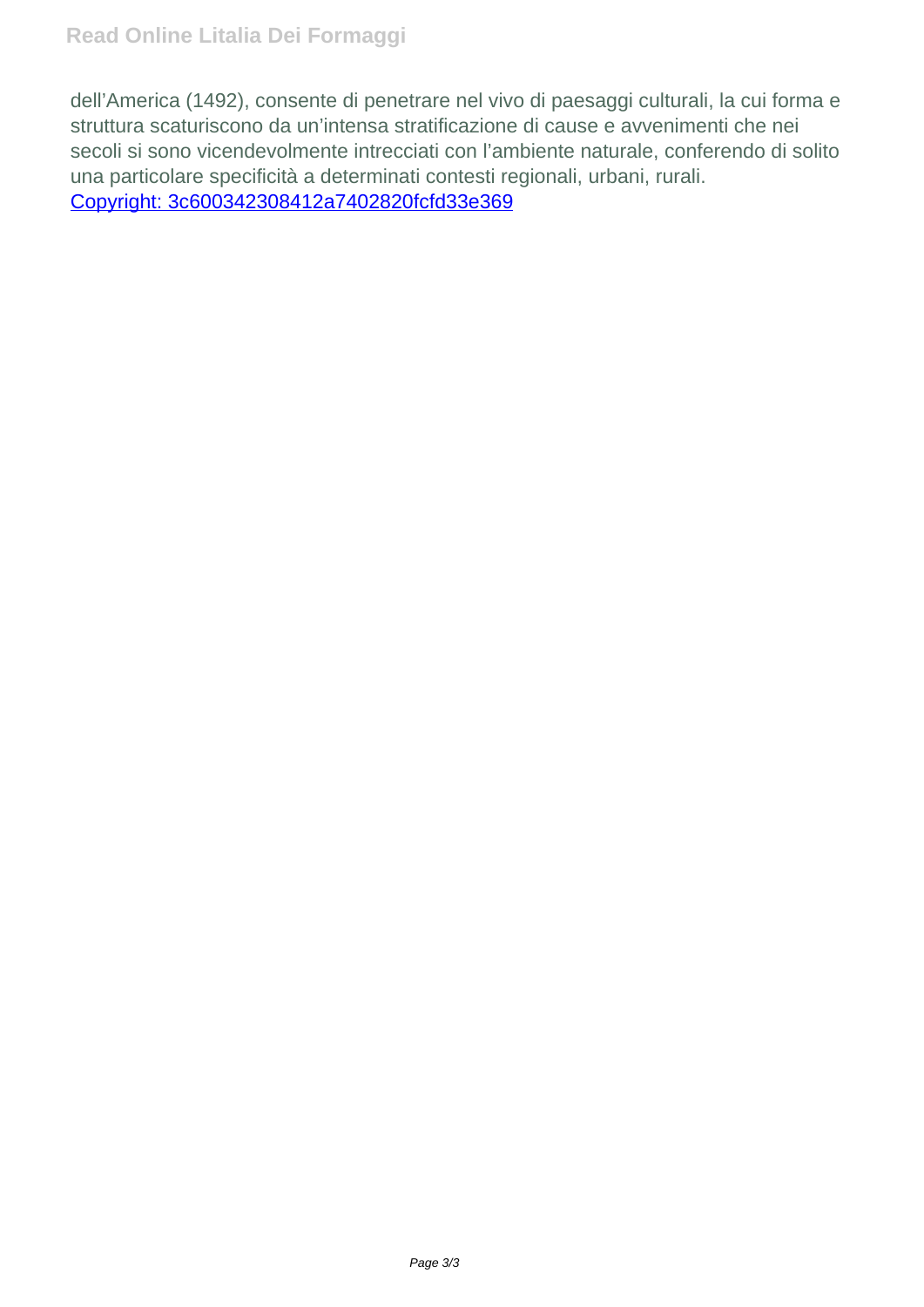dell’America (1492), consente di penetrare nel vivo di paesaggi culturali, la cui forma e struttura scaturiscono da un’intensa stratificazione di cause e avvenimenti che nei secoli si sono vicendevolmente intrecciati con l’ambiente naturale, conferendo di solito una particolare specificità a determinati contesti regionali, urbani, rurali.

Copyright: 3c600342308412a7402820fcfd33e369